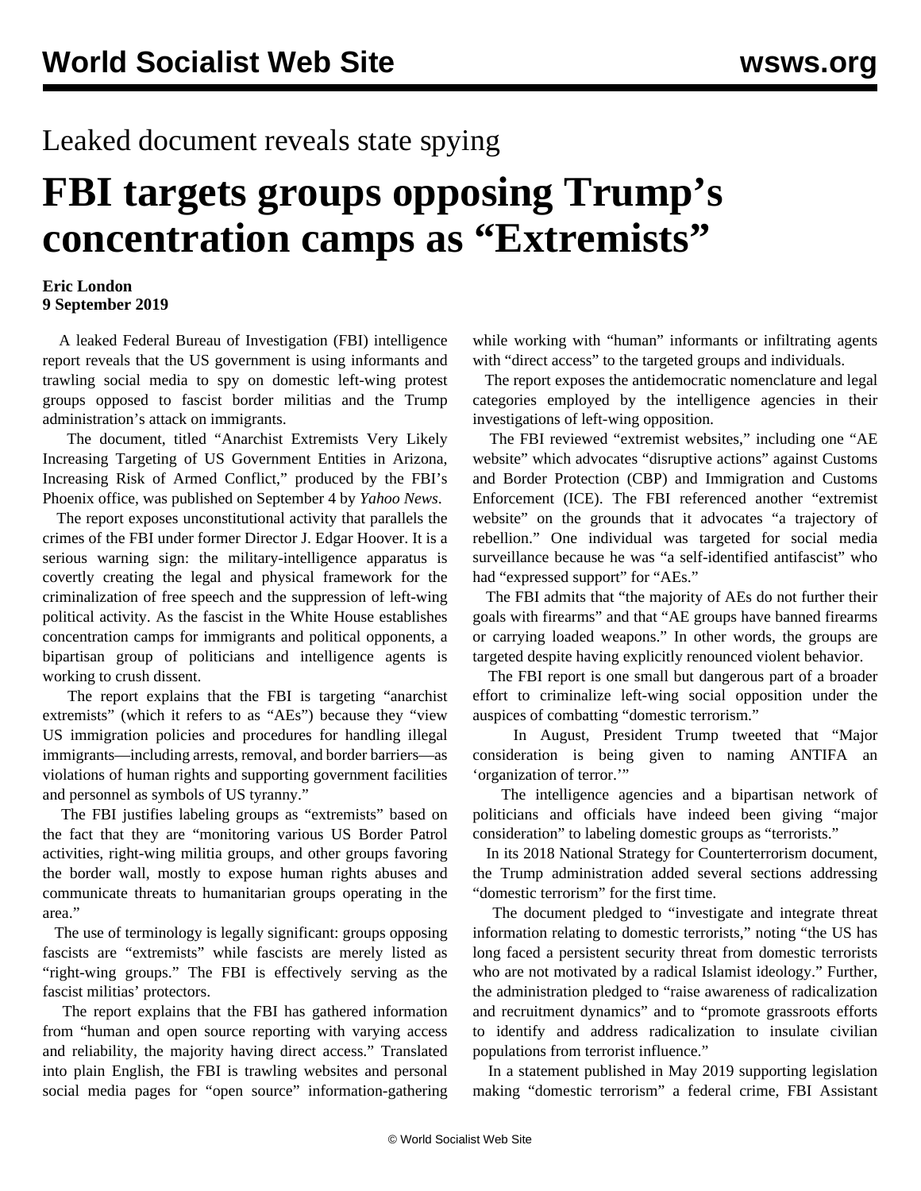Leaked document reveals state spying

# FBI targets groups opposing Trump's concentration camps as "Extremists"

**Eric London**
**9 September 2019**

A leaked Federal Bureau of Investigation (FBI) intelligence report reveals that the US government is using informants and trawling social media to spy on domestic left-wing protest groups opposed to fascist border militias and the Trump administration's attack on immigrants.

The document, titled "Anarchist Extremists Very Likely Increasing Targeting of US Government Entities in Arizona, Increasing Risk of Armed Conflict," produced by the FBI's Phoenix office, was published on September 4 by *Yahoo News*.

The report exposes unconstitutional activity that parallels the crimes of the FBI under former Director J. Edgar Hoover. It is a serious warning sign: the military-intelligence apparatus is covertly creating the legal and physical framework for the criminalization of free speech and the suppression of left-wing political activity. As the fascist in the White House establishes concentration camps for immigrants and political opponents, a bipartisan group of politicians and intelligence agents is working to crush dissent.

The report explains that the FBI is targeting "anarchist extremists" (which it refers to as "AEs") because they "view US immigration policies and procedures for handling illegal immigrants—including arrests, removal, and border barriers—as violations of human rights and supporting government facilities and personnel as symbols of US tyranny."

The FBI justifies labeling groups as "extremists" based on the fact that they are "monitoring various US Border Patrol activities, right-wing militia groups, and other groups favoring the border wall, mostly to expose human rights abuses and communicate threats to humanitarian groups operating in the area."

The use of terminology is legally significant: groups opposing fascists are "extremists" while fascists are merely listed as "right-wing groups." The FBI is effectively serving as the fascist militias' protectors.

The report explains that the FBI has gathered information from "human and open source reporting with varying access and reliability, the majority having direct access." Translated into plain English, the FBI is trawling websites and personal social media pages for "open source" information-gathering while working with "human" informants or infiltrating agents with "direct access" to the targeted groups and individuals.

The report exposes the antidemocratic nomenclature and legal categories employed by the intelligence agencies in their investigations of left-wing opposition.

The FBI reviewed "extremist websites," including one "AE website" which advocates "disruptive actions" against Customs and Border Protection (CBP) and Immigration and Customs Enforcement (ICE). The FBI referenced another "extremist website" on the grounds that it advocates "a trajectory of rebellion." One individual was targeted for social media surveillance because he was "a self-identified antifascist" who had "expressed support" for "AEs."

The FBI admits that "the majority of AEs do not further their goals with firearms" and that "AE groups have banned firearms or carrying loaded weapons." In other words, the groups are targeted despite having explicitly renounced violent behavior.

The FBI report is one small but dangerous part of a broader effort to criminalize left-wing social opposition under the auspices of combatting "domestic terrorism."

In August, President Trump tweeted that "Major consideration is being given to naming ANTIFA an 'organization of terror.'"

The intelligence agencies and a bipartisan network of politicians and officials have indeed been giving "major consideration" to labeling domestic groups as "terrorists."

In its 2018 National Strategy for Counterterrorism document, the Trump administration added several sections addressing "domestic terrorism" for the first time.

The document pledged to "investigate and integrate threat information relating to domestic terrorists," noting "the US has long faced a persistent security threat from domestic terrorists who are not motivated by a radical Islamist ideology." Further, the administration pledged to "raise awareness of radicalization and recruitment dynamics" and to "promote grassroots efforts to identify and address radicalization to insulate civilian populations from terrorist influence."

In a statement published in May 2019 supporting legislation making "domestic terrorism" a federal crime, FBI Assistant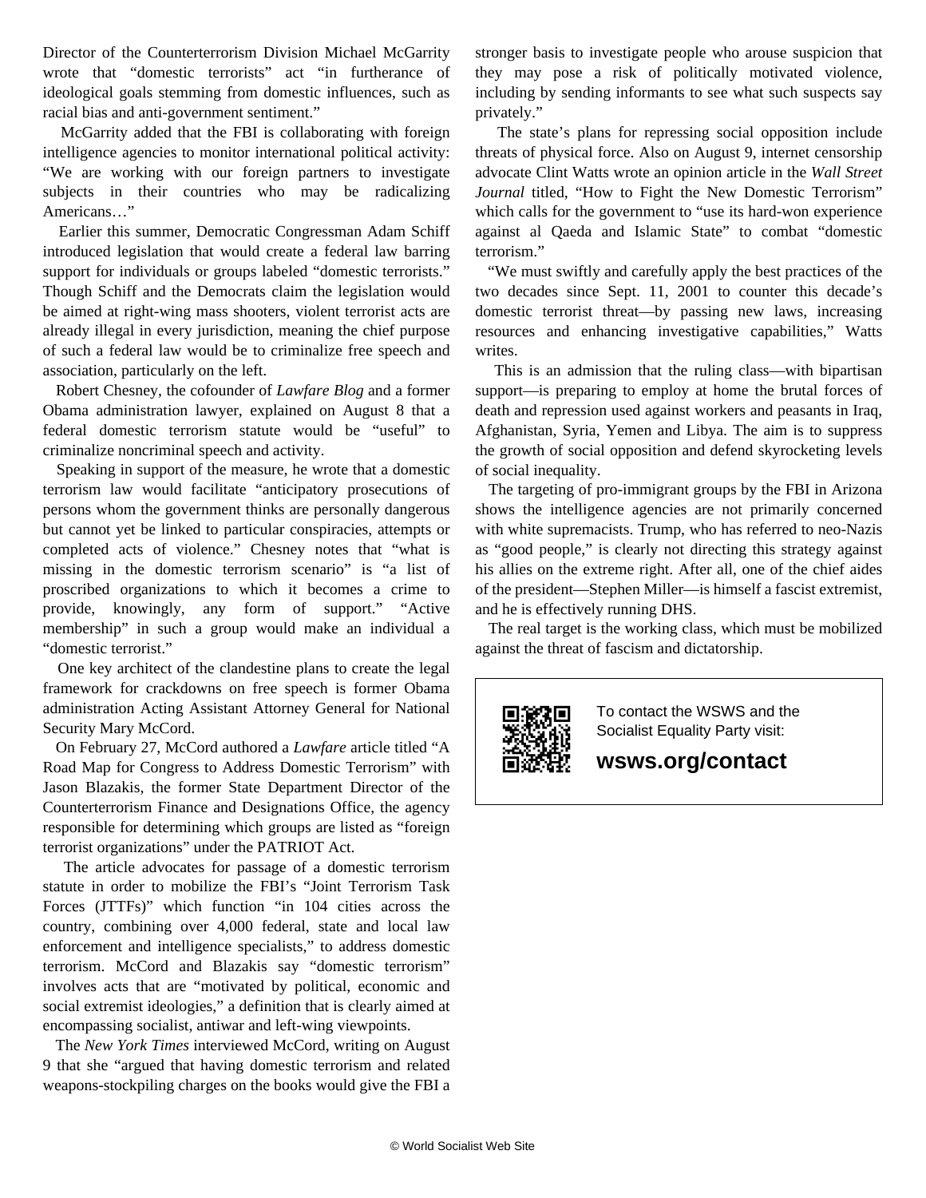Director of the Counterterrorism Division Michael McGarrity wrote that "domestic terrorists" act "in furtherance of ideological goals stemming from domestic influences, such as racial bias and anti-government sentiment."

McGarrity added that the FBI is collaborating with foreign intelligence agencies to monitor international political activity: "We are working with our foreign partners to investigate subjects in their countries who may be radicalizing Americans…"

Earlier this summer, Democratic Congressman Adam Schiff introduced legislation that would create a federal law barring support for individuals or groups labeled "domestic terrorists." Though Schiff and the Democrats claim the legislation would be aimed at right-wing mass shooters, violent terrorist acts are already illegal in every jurisdiction, meaning the chief purpose of such a federal law would be to criminalize free speech and association, particularly on the left.

Robert Chesney, the cofounder of *Lawfare Blog* and a former Obama administration lawyer, explained on August 8 that a federal domestic terrorism statute would be "useful" to criminalize noncriminal speech and activity.

Speaking in support of the measure, he wrote that a domestic terrorism law would facilitate "anticipatory prosecutions of persons whom the government thinks are personally dangerous but cannot yet be linked to particular conspiracies, attempts or completed acts of violence." Chesney notes that "what is missing in the domestic terrorism scenario" is "a list of proscribed organizations to which it becomes a crime to provide, knowingly, any form of support." "Active membership" in such a group would make an individual a "domestic terrorist."

One key architect of the clandestine plans to create the legal framework for crackdowns on free speech is former Obama administration Acting Assistant Attorney General for National Security Mary McCord.

On February 27, McCord authored a *Lawfare* article titled "A Road Map for Congress to Address Domestic Terrorism" with Jason Blazakis, the former State Department Director of the Counterterrorism Finance and Designations Office, the agency responsible for determining which groups are listed as "foreign terrorist organizations" under the PATRIOT Act.

The article advocates for passage of a domestic terrorism statute in order to mobilize the FBI's "Joint Terrorism Task Forces (JTTFs)" which function "in 104 cities across the country, combining over 4,000 federal, state and local law enforcement and intelligence specialists," to address domestic terrorism. McCord and Blazakis say "domestic terrorism" involves acts that are "motivated by political, economic and social extremist ideologies," a definition that is clearly aimed at encompassing socialist, antiwar and left-wing viewpoints.

The *New York Times* interviewed McCord, writing on August 9 that she "argued that having domestic terrorism and related weapons-stockpiling charges on the books would give the FBI a stronger basis to investigate people who arouse suspicion that they may pose a risk of politically motivated violence, including by sending informants to see what such suspects say privately."

The state's plans for repressing social opposition include threats of physical force. Also on August 9, internet censorship advocate Clint Watts wrote an opinion article in the *Wall Street Journal* titled, "How to Fight the New Domestic Terrorism" which calls for the government to "use its hard-won experience against al Qaeda and Islamic State" to combat "domestic terrorism."

"We must swiftly and carefully apply the best practices of the two decades since Sept. 11, 2001 to counter this decade's domestic terrorist threat—by passing new laws, increasing resources and enhancing investigative capabilities," Watts writes.

This is an admission that the ruling class—with bipartisan support—is preparing to employ at home the brutal forces of death and repression used against workers and peasants in Iraq, Afghanistan, Syria, Yemen and Libya. The aim is to suppress the growth of social opposition and defend skyrocketing levels of social inequality.

The targeting of pro-immigrant groups by the FBI in Arizona shows the intelligence agencies are not primarily concerned with white supremacists. Trump, who has referred to neo-Nazis as "good people," is clearly not directing this strategy against his allies on the extreme right. After all, one of the chief aides of the president—Stephen Miller—is himself a fascist extremist, and he is effectively running DHS.

The real target is the working class, which must be mobilized against the threat of fascism and dictatorship.

To contact the WSWS and the Socialist Equality Party visit:

**wsws.org/contact**